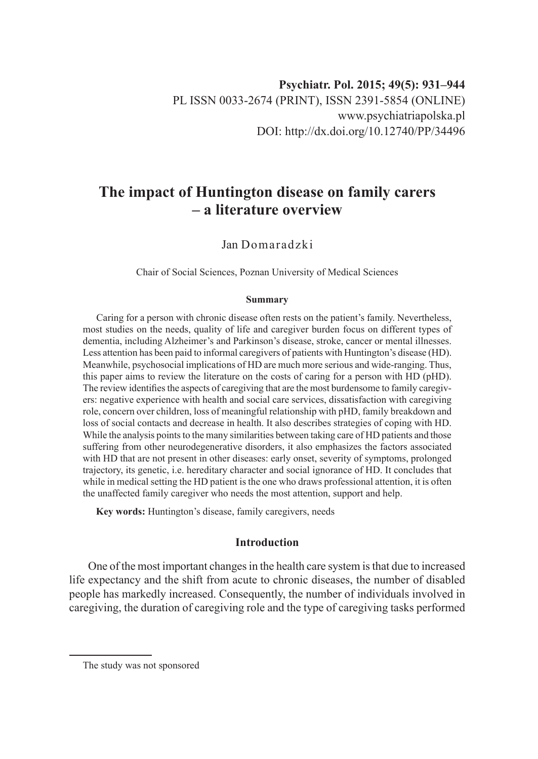Psychiatr. Pol. 2015; 49(5): 931–944
PL ISSN 0033-2674 (PRINT), ISSN 2391-5854 (ONLINE)
www.psychiatriapolska.pl
DOI: http://dx.doi.org/10.12740/PP/34496

# The impact of Huntington disease on family carers – a literature overview

Jan Domaradzki

Chair of Social Sciences, Poznan University of Medical Sciences

**Summary**

Caring for a person with chronic disease often rests on the patient's family. Nevertheless, most studies on the needs, quality of life and caregiver burden focus on different types of dementia, including Alzheimer's and Parkinson's disease, stroke, cancer or mental illnesses. Less attention has been paid to informal caregivers of patients with Huntington's disease (HD). Meanwhile, psychosocial implications of HD are much more serious and wide-ranging. Thus, this paper aims to review the literature on the costs of caring for a person with HD (pHD). The review identifies the aspects of caregiving that are the most burdensome to family caregivers: negative experience with health and social care services, dissatisfaction with caregiving role, concern over children, loss of meaningful relationship with pHD, family breakdown and loss of social contacts and decrease in health. It also describes strategies of coping with HD. While the analysis points to the many similarities between taking care of HD patients and those suffering from other neurodegenerative disorders, it also emphasizes the factors associated with HD that are not present in other diseases: early onset, severity of symptoms, prolonged trajectory, its genetic, i.e. hereditary character and social ignorance of HD. It concludes that while in medical setting the HD patient is the one who draws professional attention, it is often the unaffected family caregiver who needs the most attention, support and help.

**Key words:** Huntington's disease, family caregivers, needs

## Introduction

One of the most important changes in the health care system is that due to increased life expectancy and the shift from acute to chronic diseases, the number of disabled people has markedly increased. Consequently, the number of individuals involved in caregiving, the duration of caregiving role and the type of caregiving tasks performed

The study was not sponsored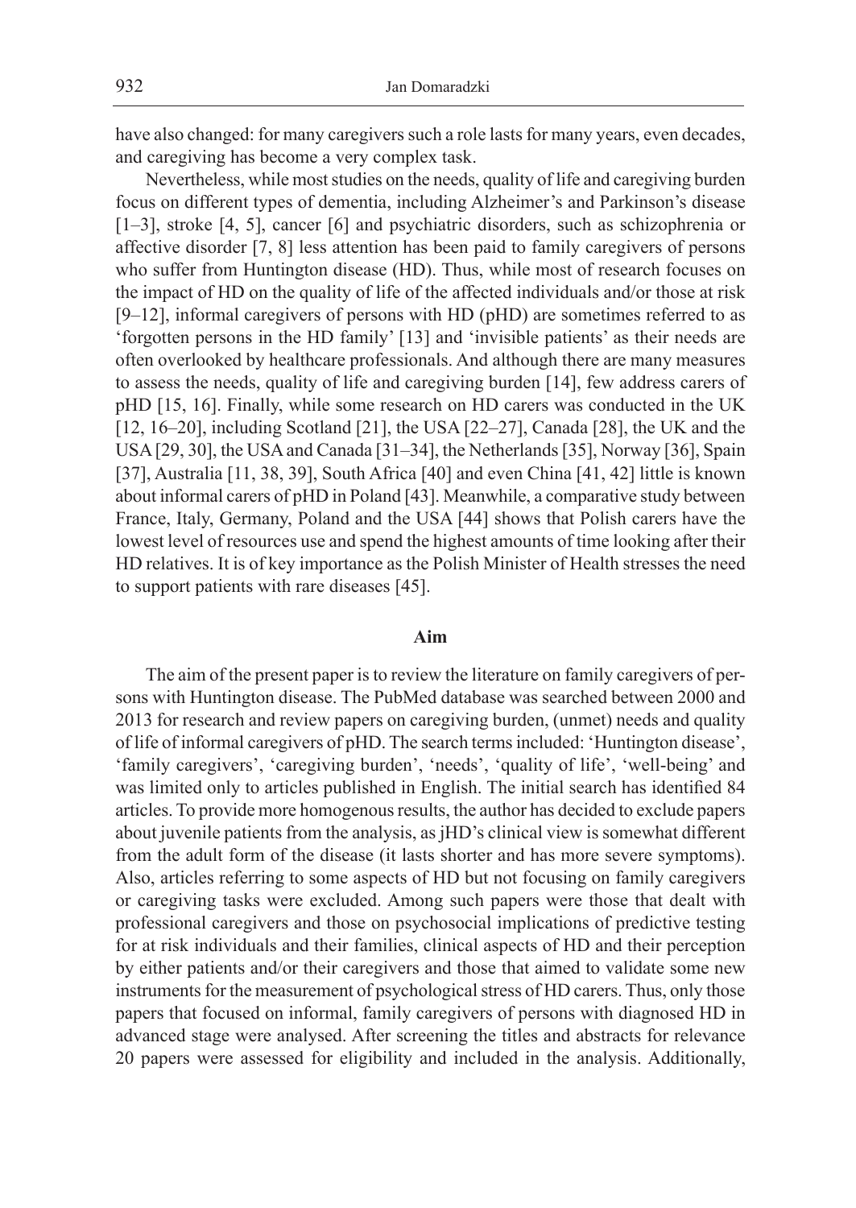have also changed: for many caregivers such a role lasts for many years, even decades, and caregiving has become a very complex task.

Nevertheless, while most studies on the needs, quality of life and caregiving burden focus on different types of dementia, including Alzheimer's and Parkinson's disease [1–3], stroke [4, 5], cancer [6] and psychiatric disorders, such as schizophrenia or affective disorder [7, 8] less attention has been paid to family caregivers of persons who suffer from Huntington disease (HD). Thus, while most of research focuses on the impact of HD on the quality of life of the affected individuals and/or those at risk [9–12], informal caregivers of persons with HD (pHD) are sometimes referred to as 'forgotten persons in the HD family' [13] and 'invisible patients' as their needs are often overlooked by healthcare professionals. And although there are many measures to assess the needs, quality of life and caregiving burden [14], few address carers of pHD [15, 16]. Finally, while some research on HD carers was conducted in the UK [12, 16–20], including Scotland [21], the USA [22–27], Canada [28], the UK and the USA [29, 30], the USA and Canada [31–34], the Netherlands [35], Norway [36], Spain [37], Australia [11, 38, 39], South Africa [40] and even China [41, 42] little is known about informal carers of pHD in Poland [43]. Meanwhile, a comparative study between France, Italy, Germany, Poland and the USA [44] shows that Polish carers have the lowest level of resources use and spend the highest amounts of time looking after their HD relatives. It is of key importance as the Polish Minister of Health stresses the need to support patients with rare diseases [45].

## Aim

The aim of the present paper is to review the literature on family caregivers of persons with Huntington disease. The PubMed database was searched between 2000 and 2013 for research and review papers on caregiving burden, (unmet) needs and quality of life of informal caregivers of pHD. The search terms included: 'Huntington disease', 'family caregivers', 'caregiving burden', 'needs', 'quality of life', 'well-being' and was limited only to articles published in English. The initial search has identified 84 articles. To provide more homogenous results, the author has decided to exclude papers about juvenile patients from the analysis, as jHD's clinical view is somewhat different from the adult form of the disease (it lasts shorter and has more severe symptoms). Also, articles referring to some aspects of HD but not focusing on family caregivers or caregiving tasks were excluded. Among such papers were those that dealt with professional caregivers and those on psychosocial implications of predictive testing for at risk individuals and their families, clinical aspects of HD and their perception by either patients and/or their caregivers and those that aimed to validate some new instruments for the measurement of psychological stress of HD carers. Thus, only those papers that focused on informal, family caregivers of persons with diagnosed HD in advanced stage were analysed. After screening the titles and abstracts for relevance 20 papers were assessed for eligibility and included in the analysis. Additionally,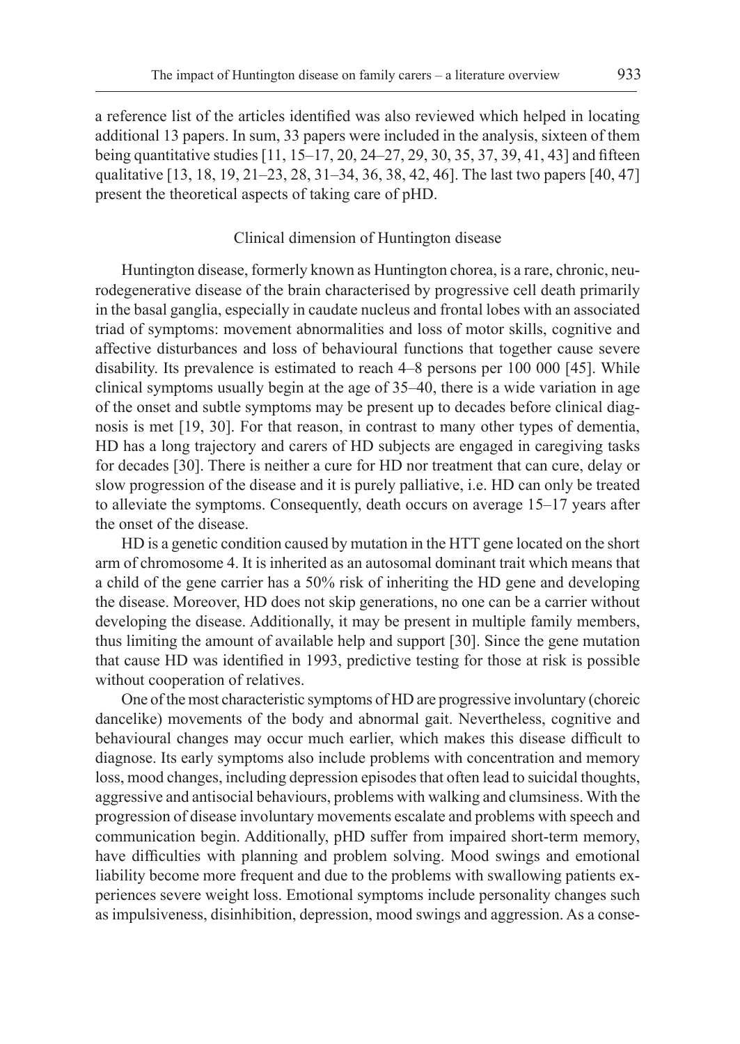a reference list of the articles identified was also reviewed which helped in locating additional 13 papers. In sum, 33 papers were included in the analysis, sixteen of them being quantitative studies [11, 15–17, 20, 24–27, 29, 30, 35, 37, 39, 41, 43] and fifteen qualitative [13, 18, 19, 21–23, 28, 31–34, 36, 38, 42, 46]. The last two papers [40, 47] present the theoretical aspects of taking care of pHD.

## Clinical dimension of Huntington disease

Huntington disease, formerly known as Huntington chorea, is a rare, chronic, neurodegenerative disease of the brain characterised by progressive cell death primarily in the basal ganglia, especially in caudate nucleus and frontal lobes with an associated triad of symptoms: movement abnormalities and loss of motor skills, cognitive and affective disturbances and loss of behavioural functions that together cause severe disability. Its prevalence is estimated to reach 4–8 persons per 100 000 [45]. While clinical symptoms usually begin at the age of 35–40, there is a wide variation in age of the onset and subtle symptoms may be present up to decades before clinical diagnosis is met [19, 30]. For that reason, in contrast to many other types of dementia, HD has a long trajectory and carers of HD subjects are engaged in caregiving tasks for decades [30]. There is neither a cure for HD nor treatment that can cure, delay or slow progression of the disease and it is purely palliative, i.e. HD can only be treated to alleviate the symptoms. Consequently, death occurs on average 15–17 years after the onset of the disease.

HD is a genetic condition caused by mutation in the HTT gene located on the short arm of chromosome 4. It is inherited as an autosomal dominant trait which means that a child of the gene carrier has a 50% risk of inheriting the HD gene and developing the disease. Moreover, HD does not skip generations, no one can be a carrier without developing the disease. Additionally, it may be present in multiple family members, thus limiting the amount of available help and support [30]. Since the gene mutation that cause HD was identified in 1993, predictive testing for those at risk is possible without cooperation of relatives.

One of the most characteristic symptoms of HD are progressive involuntary (choreic dancelike) movements of the body and abnormal gait. Nevertheless, cognitive and behavioural changes may occur much earlier, which makes this disease difficult to diagnose. Its early symptoms also include problems with concentration and memory loss, mood changes, including depression episodes that often lead to suicidal thoughts, aggressive and antisocial behaviours, problems with walking and clumsiness. With the progression of disease involuntary movements escalate and problems with speech and communication begin. Additionally, pHD suffer from impaired short-term memory, have difficulties with planning and problem solving. Mood swings and emotional liability become more frequent and due to the problems with swallowing patients experiences severe weight loss. Emotional symptoms include personality changes such as impulsiveness, disinhibition, depression, mood swings and aggression. As a conse-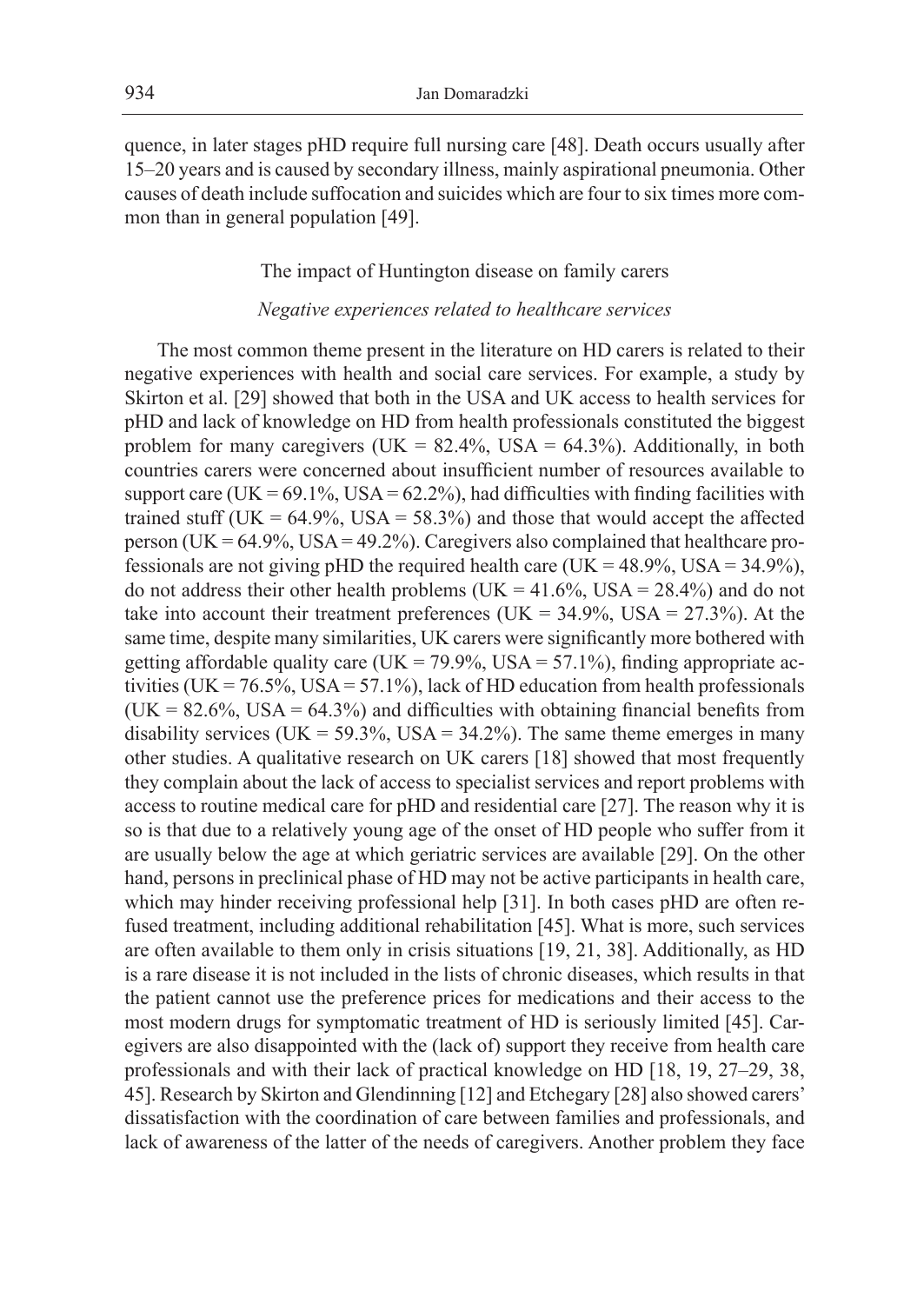quence, in later stages pHD require full nursing care [48]. Death occurs usually after 15–20 years and is caused by secondary illness, mainly aspirational pneumonia. Other causes of death include suffocation and suicides which are four to six times more common than in general population [49].

## The impact of Huntington disease on family carers

### *Negative experiences related to healthcare services*

The most common theme present in the literature on HD carers is related to their negative experiences with health and social care services. For example, a study by Skirton et al. [29] showed that both in the USA and UK access to health services for pHD and lack of knowledge on HD from health professionals constituted the biggest problem for many caregivers (UK = 82.4%, USA = 64.3%). Additionally, in both countries carers were concerned about insufficient number of resources available to support care (UK = 69.1%, USA = 62.2%), had difficulties with finding facilities with trained stuff (UK = 64.9%, USA = 58.3%) and those that would accept the affected person (UK = 64.9%, USA = 49.2%). Caregivers also complained that healthcare professionals are not giving pHD the required health care (UK = 48.9%, USA = 34.9%), do not address their other health problems (UK = 41.6%, USA = 28.4%) and do not take into account their treatment preferences (UK = 34.9%, USA = 27.3%). At the same time, despite many similarities, UK carers were significantly more bothered with getting affordable quality care (UK = 79.9%, USA = 57.1%), finding appropriate activities (UK = 76.5%, USA = 57.1%), lack of HD education from health professionals (UK = 82.6%, USA = 64.3%) and difficulties with obtaining financial benefits from disability services (UK = 59.3%, USA = 34.2%). The same theme emerges in many other studies. A qualitative research on UK carers [18] showed that most frequently they complain about the lack of access to specialist services and report problems with access to routine medical care for pHD and residential care [27]. The reason why it is so is that due to a relatively young age of the onset of HD people who suffer from it are usually below the age at which geriatric services are available [29]. On the other hand, persons in preclinical phase of HD may not be active participants in health care, which may hinder receiving professional help [31]. In both cases pHD are often refused treatment, including additional rehabilitation [45]. What is more, such services are often available to them only in crisis situations [19, 21, 38]. Additionally, as HD is a rare disease it is not included in the lists of chronic diseases, which results in that the patient cannot use the preference prices for medications and their access to the most modern drugs for symptomatic treatment of HD is seriously limited [45]. Caregivers are also disappointed with the (lack of) support they receive from health care professionals and with their lack of practical knowledge on HD [18, 19, 27–29, 38, 45]. Research by Skirton and Glendinning [12] and Etchegary [28] also showed carers' dissatisfaction with the coordination of care between families and professionals, and lack of awareness of the latter of the needs of caregivers. Another problem they face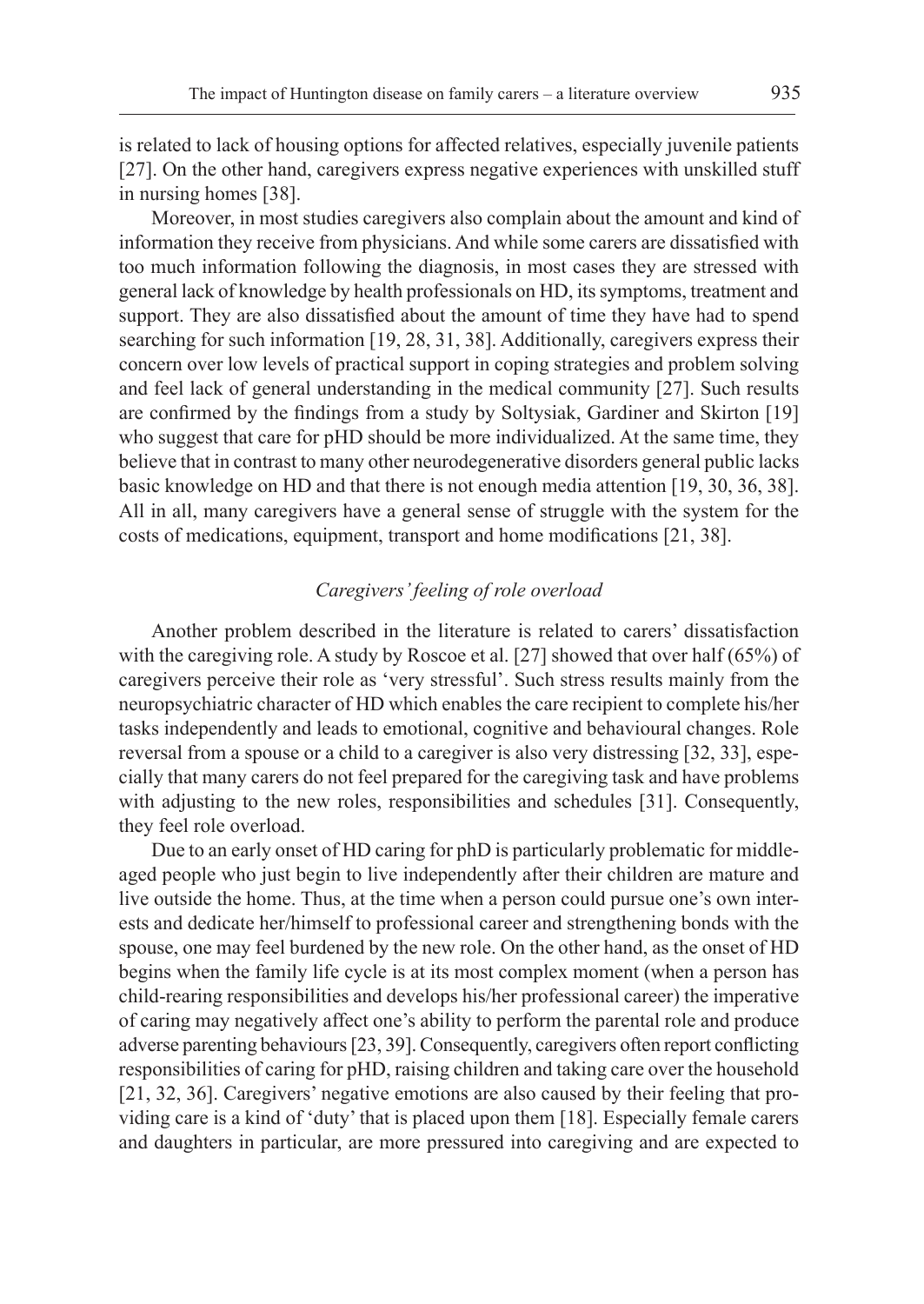is related to lack of housing options for affected relatives, especially juvenile patients [27]. On the other hand, caregivers express negative experiences with unskilled stuff in nursing homes [38].

Moreover, in most studies caregivers also complain about the amount and kind of information they receive from physicians. And while some carers are dissatisfied with too much information following the diagnosis, in most cases they are stressed with general lack of knowledge by health professionals on HD, its symptoms, treatment and support. They are also dissatisfied about the amount of time they have had to spend searching for such information [19, 28, 31, 38]. Additionally, caregivers express their concern over low levels of practical support in coping strategies and problem solving and feel lack of general understanding in the medical community [27]. Such results are confirmed by the findings from a study by Soltysiak, Gardiner and Skirton [19] who suggest that care for pHD should be more individualized. At the same time, they believe that in contrast to many other neurodegenerative disorders general public lacks basic knowledge on HD and that there is not enough media attention [19, 30, 36, 38]. All in all, many caregivers have a general sense of struggle with the system for the costs of medications, equipment, transport and home modifications [21, 38].

### *Caregivers' feeling of role overload*

Another problem described in the literature is related to carers' dissatisfaction with the caregiving role. A study by Roscoe et al. [27] showed that over half (65%) of caregivers perceive their role as 'very stressful'. Such stress results mainly from the neuropsychiatric character of HD which enables the care recipient to complete his/her tasks independently and leads to emotional, cognitive and behavioural changes. Role reversal from a spouse or a child to a caregiver is also very distressing [32, 33], especially that many carers do not feel prepared for the caregiving task and have problems with adjusting to the new roles, responsibilities and schedules [31]. Consequently, they feel role overload.

Due to an early onset of HD caring for phD is particularly problematic for middle-aged people who just begin to live independently after their children are mature and live outside the home. Thus, at the time when a person could pursue one's own interests and dedicate her/himself to professional career and strengthening bonds with the spouse, one may feel burdened by the new role. On the other hand, as the onset of HD begins when the family life cycle is at its most complex moment (when a person has child-rearing responsibilities and develops his/her professional career) the imperative of caring may negatively affect one's ability to perform the parental role and produce adverse parenting behaviours [23, 39]. Consequently, caregivers often report conflicting responsibilities of caring for pHD, raising children and taking care over the household [21, 32, 36]. Caregivers' negative emotions are also caused by their feeling that providing care is a kind of 'duty' that is placed upon them [18]. Especially female carers and daughters in particular, are more pressured into caregiving and are expected to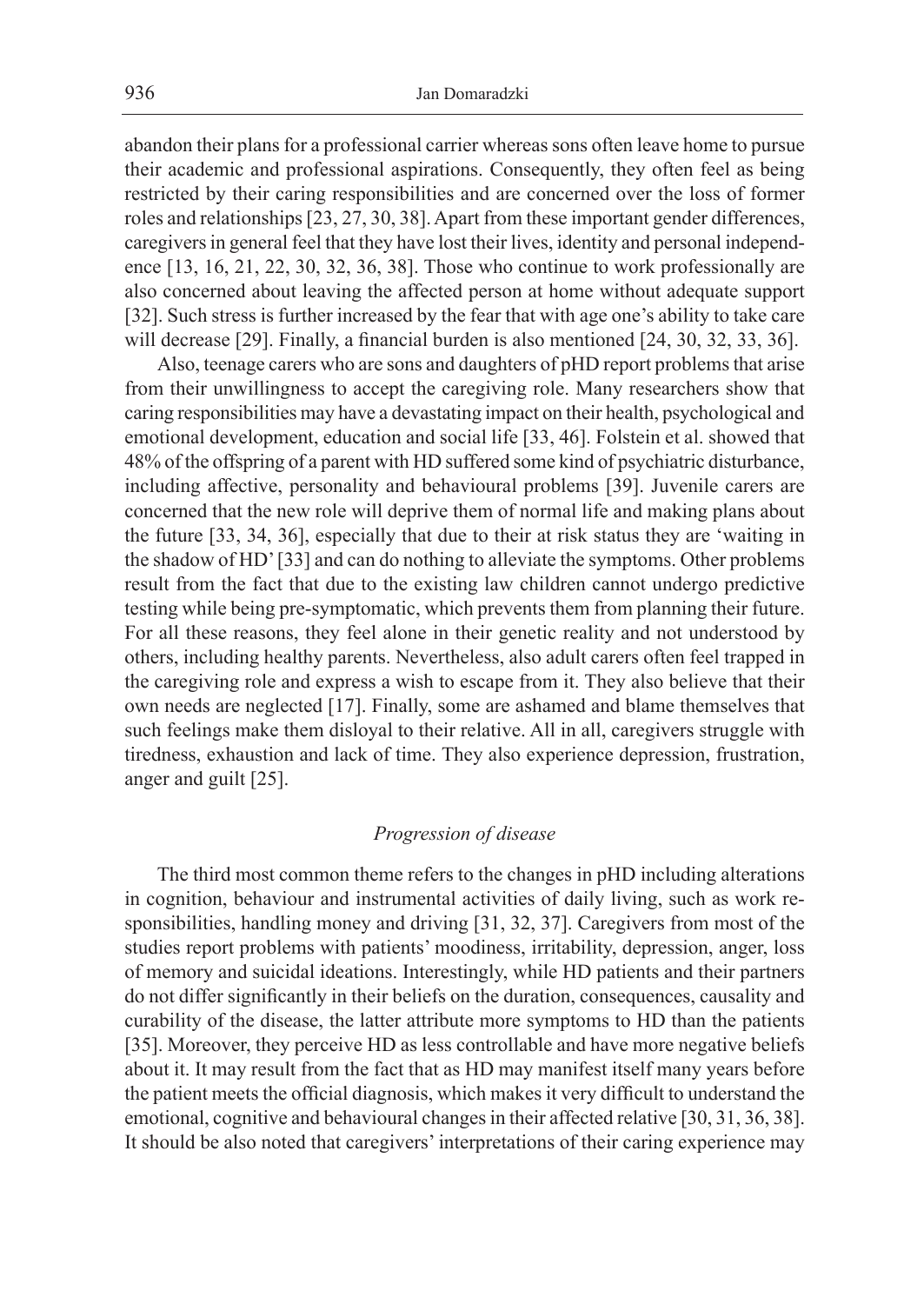abandon their plans for a professional carrier whereas sons often leave home to pursue their academic and professional aspirations. Consequently, they often feel as being restricted by their caring responsibilities and are concerned over the loss of former roles and relationships [23, 27, 30, 38]. Apart from these important gender differences, caregivers in general feel that they have lost their lives, identity and personal independence [13, 16, 21, 22, 30, 32, 36, 38]. Those who continue to work professionally are also concerned about leaving the affected person at home without adequate support [32]. Such stress is further increased by the fear that with age one's ability to take care will decrease [29]. Finally, a financial burden is also mentioned [24, 30, 32, 33, 36].

Also, teenage carers who are sons and daughters of pHD report problems that arise from their unwillingness to accept the caregiving role. Many researchers show that caring responsibilities may have a devastating impact on their health, psychological and emotional development, education and social life [33, 46]. Folstein et al. showed that 48% of the offspring of a parent with HD suffered some kind of psychiatric disturbance, including affective, personality and behavioural problems [39]. Juvenile carers are concerned that the new role will deprive them of normal life and making plans about the future [33, 34, 36], especially that due to their at risk status they are 'waiting in the shadow of HD' [33] and can do nothing to alleviate the symptoms. Other problems result from the fact that due to the existing law children cannot undergo predictive testing while being pre-symptomatic, which prevents them from planning their future. For all these reasons, they feel alone in their genetic reality and not understood by others, including healthy parents. Nevertheless, also adult carers often feel trapped in the caregiving role and express a wish to escape from it. They also believe that their own needs are neglected [17]. Finally, some are ashamed and blame themselves that such feelings make them disloyal to their relative. All in all, caregivers struggle with tiredness, exhaustion and lack of time. They also experience depression, frustration, anger and guilt [25].

### *Progression of disease*

The third most common theme refers to the changes in pHD including alterations in cognition, behaviour and instrumental activities of daily living, such as work responsibilities, handling money and driving [31, 32, 37]. Caregivers from most of the studies report problems with patients' moodiness, irritability, depression, anger, loss of memory and suicidal ideations. Interestingly, while HD patients and their partners do not differ significantly in their beliefs on the duration, consequences, causality and curability of the disease, the latter attribute more symptoms to HD than the patients [35]. Moreover, they perceive HD as less controllable and have more negative beliefs about it. It may result from the fact that as HD may manifest itself many years before the patient meets the official diagnosis, which makes it very difficult to understand the emotional, cognitive and behavioural changes in their affected relative [30, 31, 36, 38]. It should be also noted that caregivers' interpretations of their caring experience may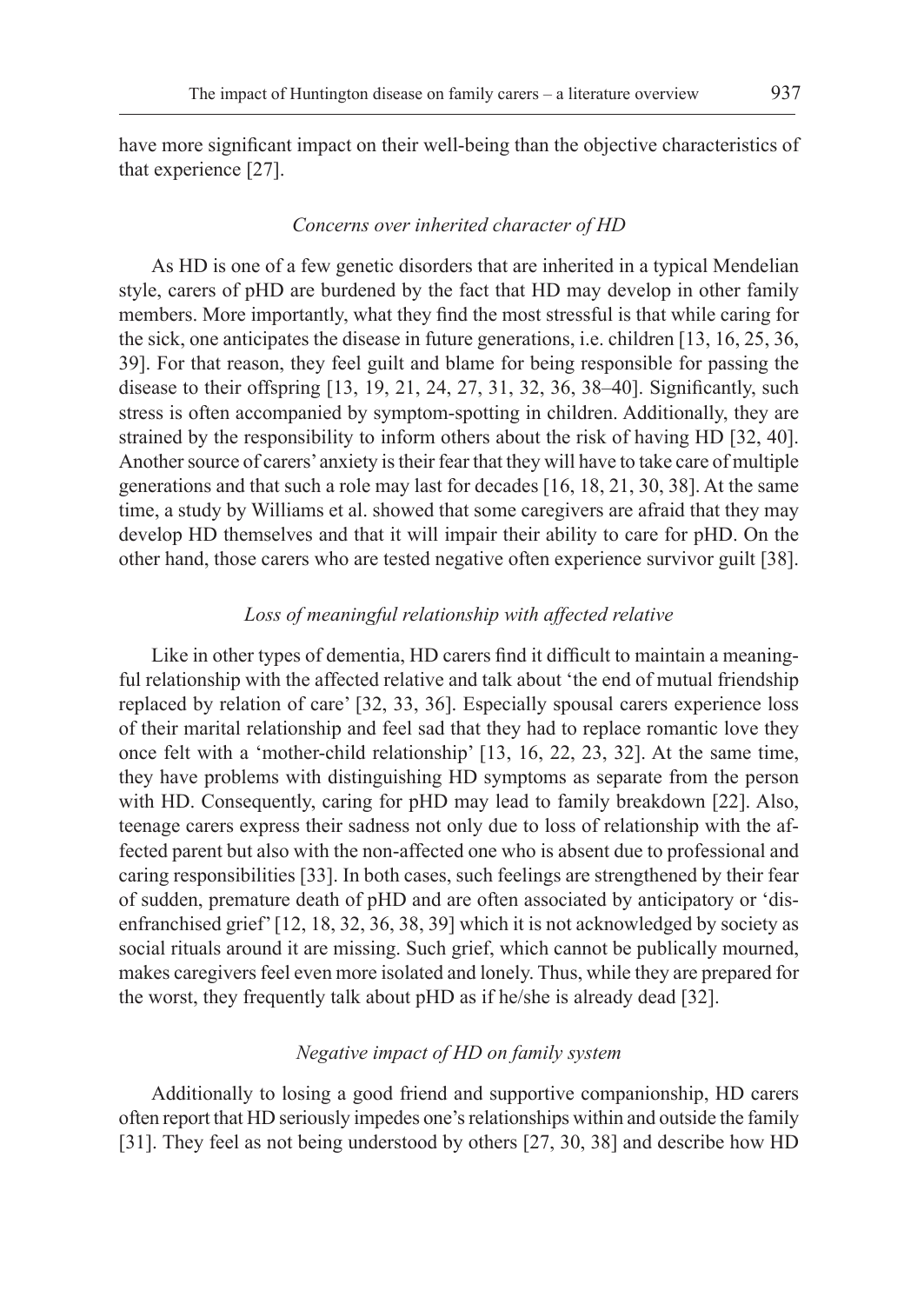have more significant impact on their well-being than the objective characteristics of that experience [27].

### *Concerns over inherited character of HD*

As HD is one of a few genetic disorders that are inherited in a typical Mendelian style, carers of pHD are burdened by the fact that HD may develop in other family members. More importantly, what they find the most stressful is that while caring for the sick, one anticipates the disease in future generations, i.e. children [13, 16, 25, 36, 39]. For that reason, they feel guilt and blame for being responsible for passing the disease to their offspring [13, 19, 21, 24, 27, 31, 32, 36, 38–40]. Significantly, such stress is often accompanied by symptom-spotting in children. Additionally, they are strained by the responsibility to inform others about the risk of having HD [32, 40]. Another source of carers' anxiety is their fear that they will have to take care of multiple generations and that such a role may last for decades [16, 18, 21, 30, 38]. At the same time, a study by Williams et al. showed that some caregivers are afraid that they may develop HD themselves and that it will impair their ability to care for pHD. On the other hand, those carers who are tested negative often experience survivor guilt [38].

### *Loss of meaningful relationship with affected relative*

Like in other types of dementia, HD carers find it difficult to maintain a meaningful relationship with the affected relative and talk about 'the end of mutual friendship replaced by relation of care' [32, 33, 36]. Especially spousal carers experience loss of their marital relationship and feel sad that they had to replace romantic love they once felt with a 'mother-child relationship' [13, 16, 22, 23, 32]. At the same time, they have problems with distinguishing HD symptoms as separate from the person with HD. Consequently, caring for pHD may lead to family breakdown [22]. Also, teenage carers express their sadness not only due to loss of relationship with the affected parent but also with the non-affected one who is absent due to professional and caring responsibilities [33]. In both cases, such feelings are strengthened by their fear of sudden, premature death of pHD and are often associated by anticipatory or 'disenfranchised grief' [12, 18, 32, 36, 38, 39] which it is not acknowledged by society as social rituals around it are missing. Such grief, which cannot be publically mourned, makes caregivers feel even more isolated and lonely. Thus, while they are prepared for the worst, they frequently talk about pHD as if he/she is already dead [32].

### *Negative impact of HD on family system*

Additionally to losing a good friend and supportive companionship, HD carers often report that HD seriously impedes one's relationships within and outside the family [31]. They feel as not being understood by others [27, 30, 38] and describe how HD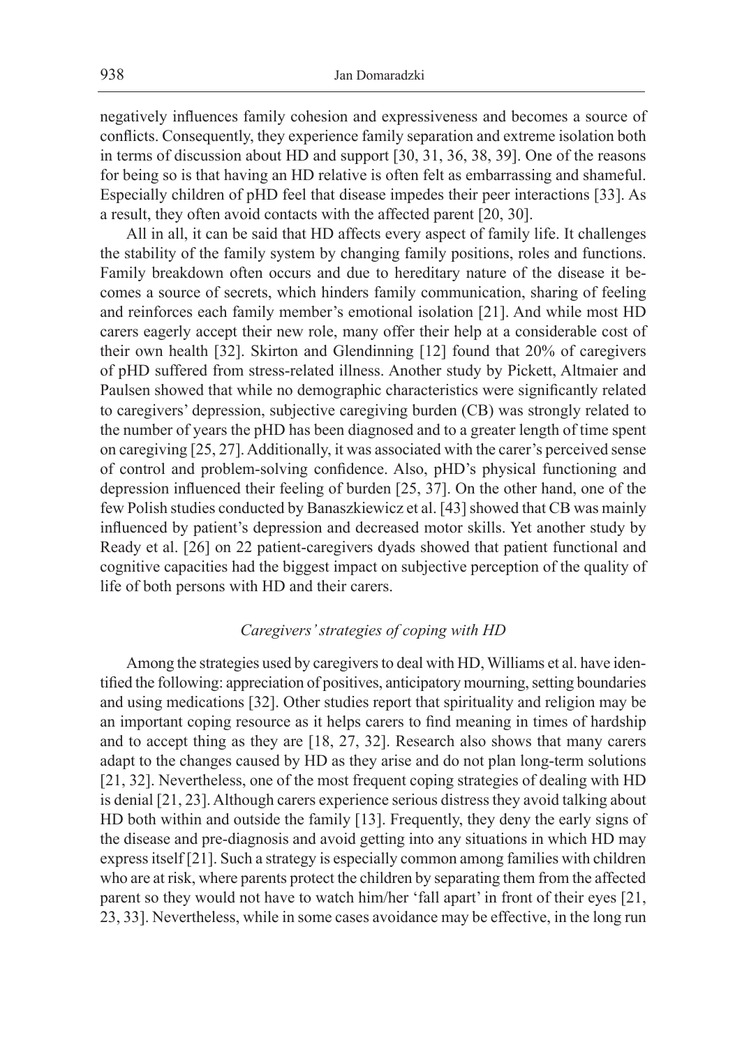negatively influences family cohesion and expressiveness and becomes a source of conflicts. Consequently, they experience family separation and extreme isolation both in terms of discussion about HD and support [30, 31, 36, 38, 39]. One of the reasons for being so is that having an HD relative is often felt as embarrassing and shameful. Especially children of pHD feel that disease impedes their peer interactions [33]. As a result, they often avoid contacts with the affected parent [20, 30].

All in all, it can be said that HD affects every aspect of family life. It challenges the stability of the family system by changing family positions, roles and functions. Family breakdown often occurs and due to hereditary nature of the disease it becomes a source of secrets, which hinders family communication, sharing of feeling and reinforces each family member's emotional isolation [21]. And while most HD carers eagerly accept their new role, many offer their help at a considerable cost of their own health [32]. Skirton and Glendinning [12] found that 20% of caregivers of pHD suffered from stress-related illness. Another study by Pickett, Altmaier and Paulsen showed that while no demographic characteristics were significantly related to caregivers' depression, subjective caregiving burden (CB) was strongly related to the number of years the pHD has been diagnosed and to a greater length of time spent on caregiving [25, 27]. Additionally, it was associated with the carer's perceived sense of control and problem-solving confidence. Also, pHD's physical functioning and depression influenced their feeling of burden [25, 37]. On the other hand, one of the few Polish studies conducted by Banaszkiewicz et al. [43] showed that CB was mainly influenced by patient's depression and decreased motor skills. Yet another study by Ready et al. [26] on 22 patient-caregivers dyads showed that patient functional and cognitive capacities had the biggest impact on subjective perception of the quality of life of both persons with HD and their carers.

### *Caregivers' strategies of coping with HD*

Among the strategies used by caregivers to deal with HD, Williams et al. have identified the following: appreciation of positives, anticipatory mourning, setting boundaries and using medications [32]. Other studies report that spirituality and religion may be an important coping resource as it helps carers to find meaning in times of hardship and to accept thing as they are [18, 27, 32]. Research also shows that many carers adapt to the changes caused by HD as they arise and do not plan long-term solutions [21, 32]. Nevertheless, one of the most frequent coping strategies of dealing with HD is denial [21, 23]. Although carers experience serious distress they avoid talking about HD both within and outside the family [13]. Frequently, they deny the early signs of the disease and pre-diagnosis and avoid getting into any situations in which HD may express itself [21]. Such a strategy is especially common among families with children who are at risk, where parents protect the children by separating them from the affected parent so they would not have to watch him/her 'fall apart' in front of their eyes [21, 23, 33]. Nevertheless, while in some cases avoidance may be effective, in the long run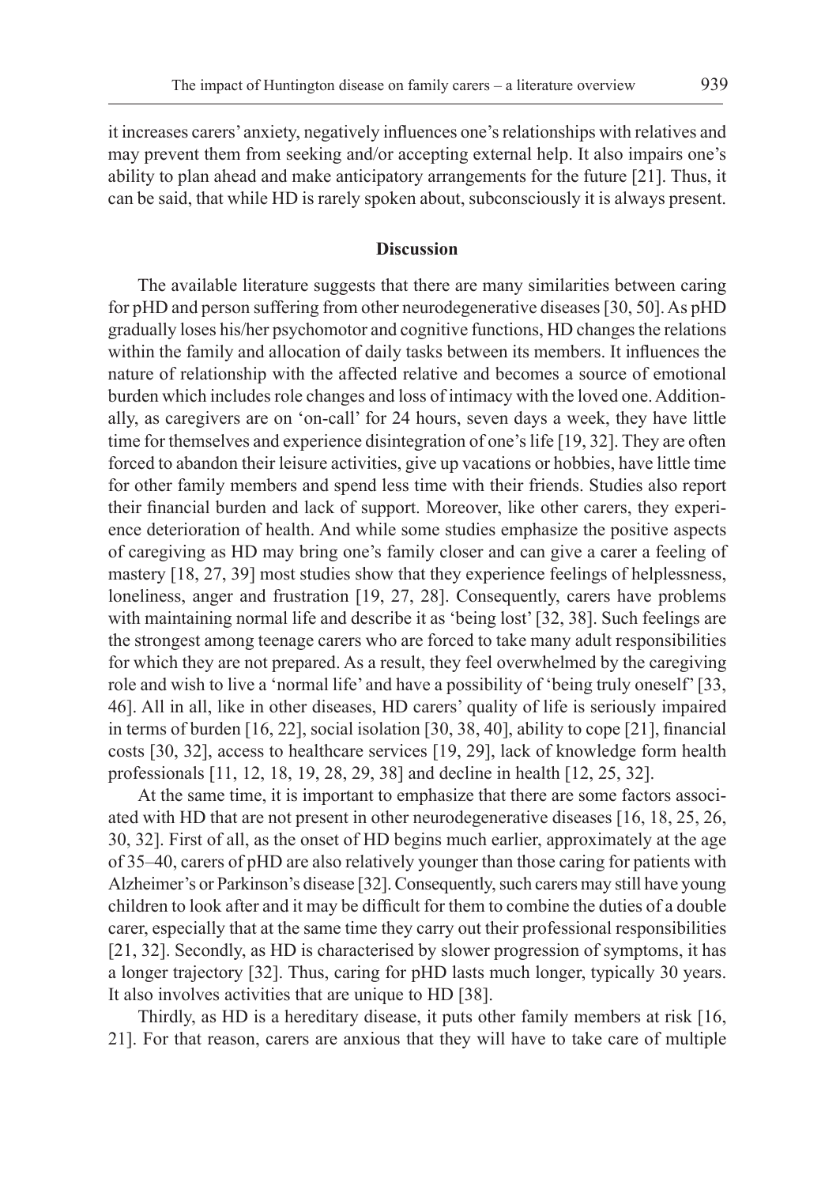it increases carers' anxiety, negatively influences one's relationships with relatives and may prevent them from seeking and/or accepting external help. It also impairs one's ability to plan ahead and make anticipatory arrangements for the future [21]. Thus, it can be said, that while HD is rarely spoken about, subconsciously it is always present.

## Discussion

The available literature suggests that there are many similarities between caring for pHD and person suffering from other neurodegenerative diseases [30, 50]. As pHD gradually loses his/her psychomotor and cognitive functions, HD changes the relations within the family and allocation of daily tasks between its members. It influences the nature of relationship with the affected relative and becomes a source of emotional burden which includes role changes and loss of intimacy with the loved one. Additionally, as caregivers are on 'on-call' for 24 hours, seven days a week, they have little time for themselves and experience disintegration of one's life [19, 32]. They are often forced to abandon their leisure activities, give up vacations or hobbies, have little time for other family members and spend less time with their friends. Studies also report their financial burden and lack of support. Moreover, like other carers, they experience deterioration of health. And while some studies emphasize the positive aspects of caregiving as HD may bring one's family closer and can give a carer a feeling of mastery [18, 27, 39] most studies show that they experience feelings of helplessness, loneliness, anger and frustration [19, 27, 28]. Consequently, carers have problems with maintaining normal life and describe it as 'being lost' [32, 38]. Such feelings are the strongest among teenage carers who are forced to take many adult responsibilities for which they are not prepared. As a result, they feel overwhelmed by the caregiving role and wish to live a 'normal life' and have a possibility of 'being truly oneself' [33, 46]. All in all, like in other diseases, HD carers' quality of life is seriously impaired in terms of burden [16, 22], social isolation [30, 38, 40], ability to cope [21], financial costs [30, 32], access to healthcare services [19, 29], lack of knowledge form health professionals [11, 12, 18, 19, 28, 29, 38] and decline in health [12, 25, 32].

At the same time, it is important to emphasize that there are some factors associated with HD that are not present in other neurodegenerative diseases [16, 18, 25, 26, 30, 32]. First of all, as the onset of HD begins much earlier, approximately at the age of 35–40, carers of pHD are also relatively younger than those caring for patients with Alzheimer's or Parkinson's disease [32]. Consequently, such carers may still have young children to look after and it may be difficult for them to combine the duties of a double carer, especially that at the same time they carry out their professional responsibilities [21, 32]. Secondly, as HD is characterised by slower progression of symptoms, it has a longer trajectory [32]. Thus, caring for pHD lasts much longer, typically 30 years. It also involves activities that are unique to HD [38].

Thirdly, as HD is a hereditary disease, it puts other family members at risk [16, 21]. For that reason, carers are anxious that they will have to take care of multiple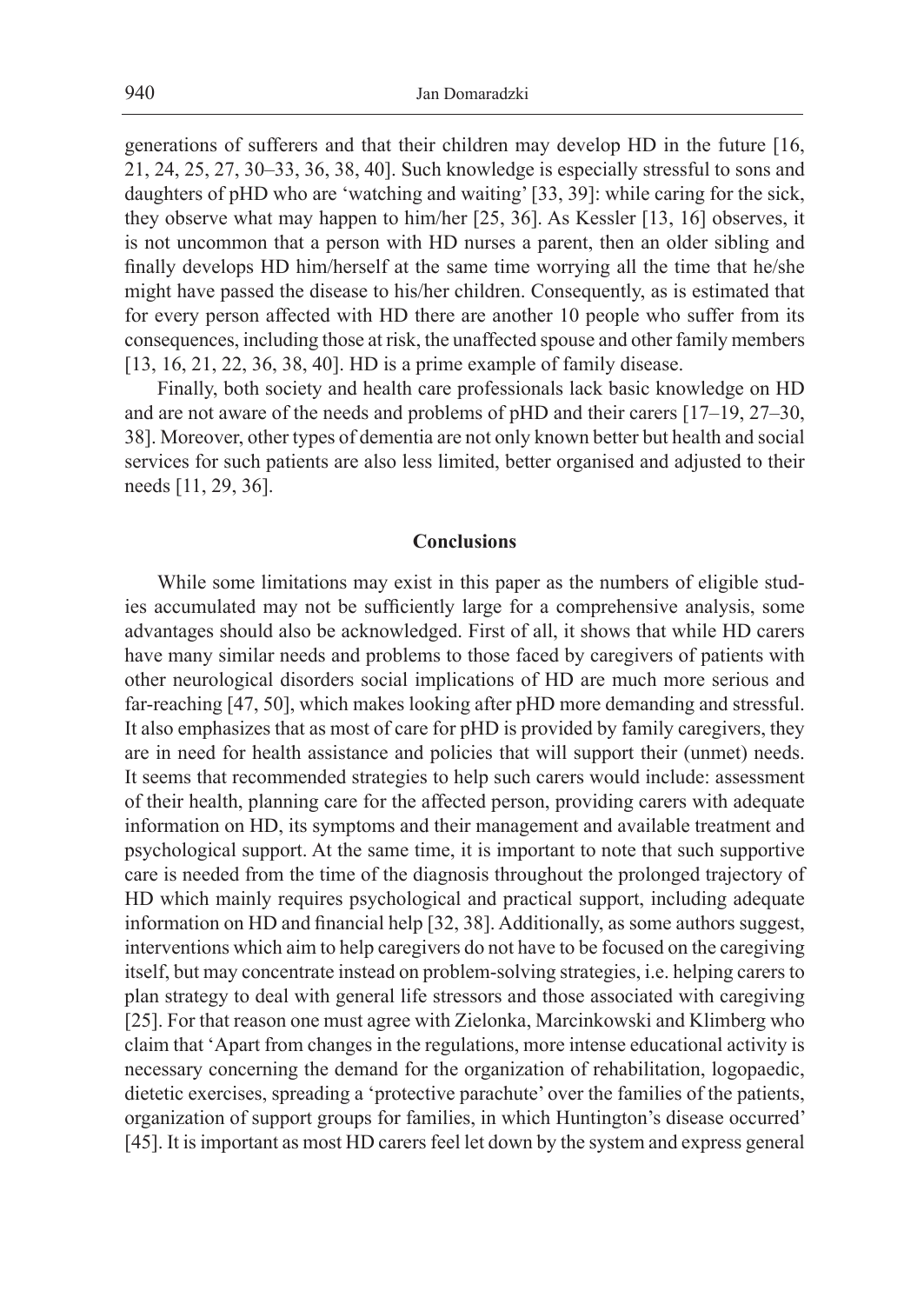generations of sufferers and that their children may develop HD in the future [16, 21, 24, 25, 27, 30–33, 36, 38, 40]. Such knowledge is especially stressful to sons and daughters of pHD who are 'watching and waiting' [33, 39]: while caring for the sick, they observe what may happen to him/her [25, 36]. As Kessler [13, 16] observes, it is not uncommon that a person with HD nurses a parent, then an older sibling and finally develops HD him/herself at the same time worrying all the time that he/she might have passed the disease to his/her children. Consequently, as is estimated that for every person affected with HD there are another 10 people who suffer from its consequences, including those at risk, the unaffected spouse and other family members [13, 16, 21, 22, 36, 38, 40]. HD is a prime example of family disease.

Finally, both society and health care professionals lack basic knowledge on HD and are not aware of the needs and problems of pHD and their carers [17–19, 27–30, 38]. Moreover, other types of dementia are not only known better but health and social services for such patients are also less limited, better organised and adjusted to their needs [11, 29, 36].

## Conclusions

While some limitations may exist in this paper as the numbers of eligible studies accumulated may not be sufficiently large for a comprehensive analysis, some advantages should also be acknowledged. First of all, it shows that while HD carers have many similar needs and problems to those faced by caregivers of patients with other neurological disorders social implications of HD are much more serious and far-reaching [47, 50], which makes looking after pHD more demanding and stressful. It also emphasizes that as most of care for pHD is provided by family caregivers, they are in need for health assistance and policies that will support their (unmet) needs. It seems that recommended strategies to help such carers would include: assessment of their health, planning care for the affected person, providing carers with adequate information on HD, its symptoms and their management and available treatment and psychological support. At the same time, it is important to note that such supportive care is needed from the time of the diagnosis throughout the prolonged trajectory of HD which mainly requires psychological and practical support, including adequate information on HD and financial help [32, 38]. Additionally, as some authors suggest, interventions which aim to help caregivers do not have to be focused on the caregiving itself, but may concentrate instead on problem-solving strategies, i.e. helping carers to plan strategy to deal with general life stressors and those associated with caregiving [25]. For that reason one must agree with Zielonka, Marcinkowski and Klimberg who claim that 'Apart from changes in the regulations, more intense educational activity is necessary concerning the demand for the organization of rehabilitation, logopaedic, dietetic exercises, spreading a 'protective parachute' over the families of the patients, organization of support groups for families, in which Huntington's disease occurred' [45]. It is important as most HD carers feel let down by the system and express general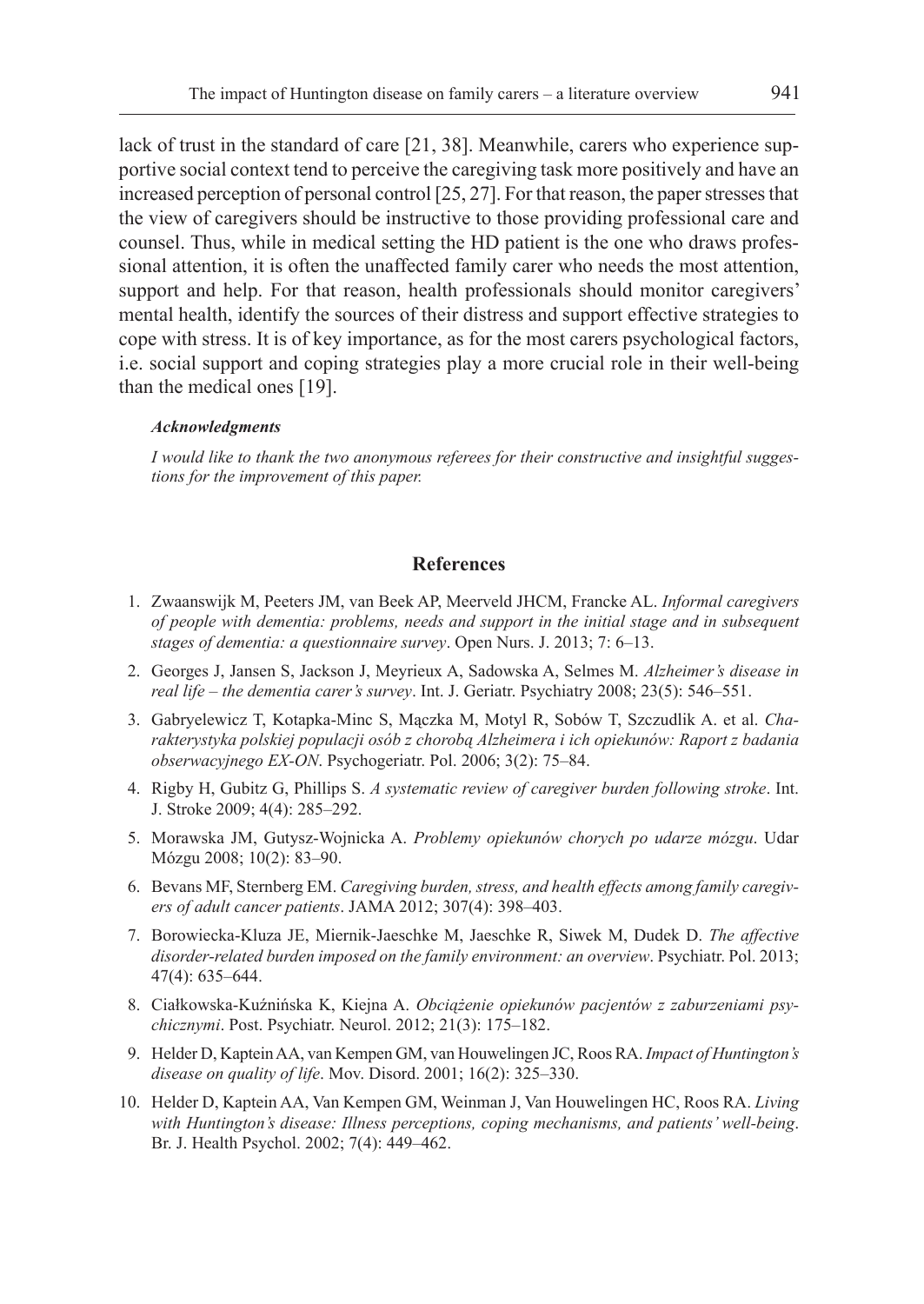lack of trust in the standard of care [21, 38]. Meanwhile, carers who experience supportive social context tend to perceive the caregiving task more positively and have an increased perception of personal control [25, 27]. For that reason, the paper stresses that the view of caregivers should be instructive to those providing professional care and counsel. Thus, while in medical setting the HD patient is the one who draws professional attention, it is often the unaffected family carer who needs the most attention, support and help. For that reason, health professionals should monitor caregivers' mental health, identify the sources of their distress and support effective strategies to cope with stress. It is of key importance, as for the most carers psychological factors, i.e. social support and coping strategies play a more crucial role in their well-being than the medical ones [19].

***Acknowledgments***

*I would like to thank the two anonymous referees for their constructive and insightful suggestions for the improvement of this paper.*

## References

1. Zwaanswijk M, Peeters JM, van Beek AP, Meerveld JHCM, Francke AL. *Informal caregivers of people with dementia: problems, needs and support in the initial stage and in subsequent stages of dementia: a questionnaire survey*. Open Nurs. J. 2013; 7: 6–13.
2. Georges J, Jansen S, Jackson J, Meyrieux A, Sadowska A, Selmes M. *Alzheimer's disease in real life – the dementia carer's survey*. Int. J. Geriatr. Psychiatry 2008; 23(5): 546–551.
3. Gabryelewicz T, Kotapka-Minc S, Mączka M, Motyl R, Sobów T, Szczudlik A. et al. *Charakterystyka polskiej populacji osób z chorobą Alzheimera i ich opiekunów: Raport z badania obserwacyjnego EX-ON*. Psychogeriatr. Pol. 2006; 3(2): 75–84.
4. Rigby H, Gubitz G, Phillips S. *A systematic review of caregiver burden following stroke*. Int. J. Stroke 2009; 4(4): 285–292.
5. Morawska JM, Gutysz-Wojnicka A. *Problemy opiekunów chorych po udarze mózgu*. Udar Mózgu 2008; 10(2): 83–90.
6. Bevans MF, Sternberg EM. *Caregiving burden, stress, and health effects among family caregivers of adult cancer patients*. JAMA 2012; 307(4): 398–403.
7. Borowiecka-Kluza JE, Miernik-Jaeschke M, Jaeschke R, Siwek M, Dudek D. *The affective disorder-related burden imposed on the family environment: an overview*. Psychiatr. Pol. 2013; 47(4): 635–644.
8. Ciałkowska-Kuźnińska K, Kiejna A. *Obciążenie opiekunów pacjentów z zaburzeniami psychicznymi*. Post. Psychiatr. Neurol. 2012; 21(3): 175–182.
9. Helder D, Kaptein AA, van Kempen GM, van Houwelingen JC, Roos RA. *Impact of Huntington's disease on quality of life*. Mov. Disord. 2001; 16(2): 325–330.
10. Helder D, Kaptein AA, Van Kempen GM, Weinman J, Van Houwelingen HC, Roos RA. *Living with Huntington's disease: Illness perceptions, coping mechanisms, and patients' well-being*. Br. J. Health Psychol. 2002; 7(4): 449–462.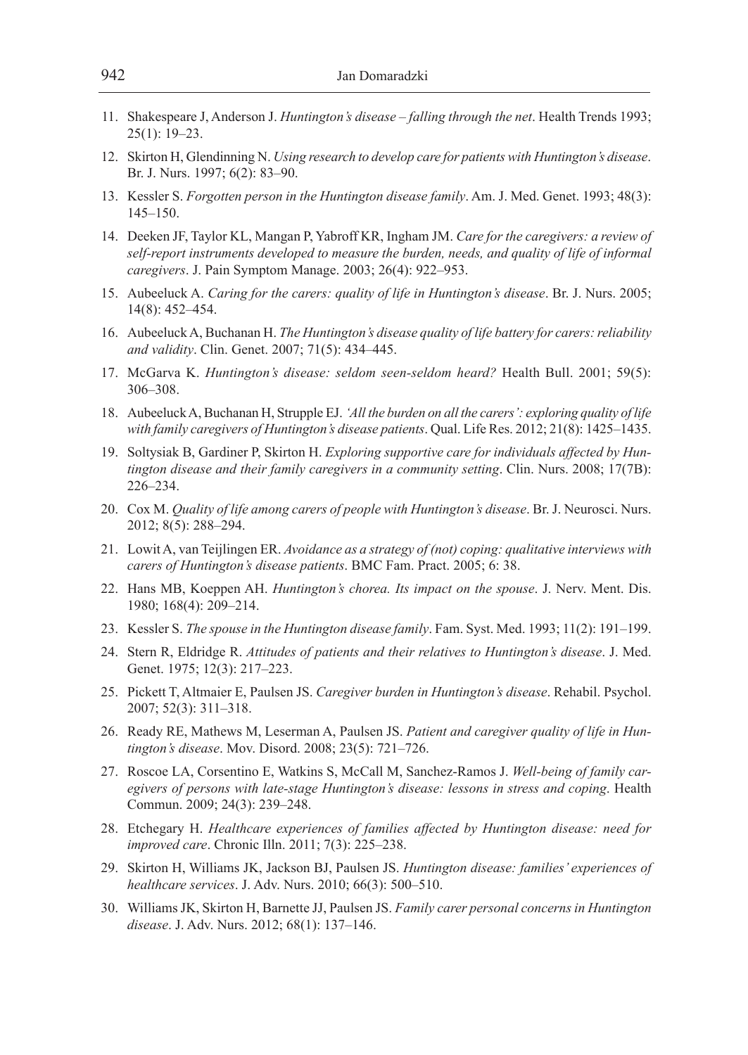11. Shakespeare J, Anderson J. *Huntington's disease – falling through the net*. Health Trends 1993; 25(1): 19–23.
12. Skirton H, Glendinning N. *Using research to develop care for patients with Huntington's disease*. Br. J. Nurs. 1997; 6(2): 83–90.
13. Kessler S. *Forgotten person in the Huntington disease family*. Am. J. Med. Genet. 1993; 48(3): 145–150.
14. Deeken JF, Taylor KL, Mangan P, Yabroff KR, Ingham JM. *Care for the caregivers: a review of self-report instruments developed to measure the burden, needs, and quality of life of informal caregivers*. J. Pain Symptom Manage. 2003; 26(4): 922–953.
15. Aubeeluck A. *Caring for the carers: quality of life in Huntington's disease*. Br. J. Nurs. 2005; 14(8): 452–454.
16. Aubeeluck A, Buchanan H. *The Huntington's disease quality of life battery for carers: reliability and validity*. Clin. Genet. 2007; 71(5): 434–445.
17. McGarva K. *Huntington's disease: seldom seen-seldom heard?* Health Bull. 2001; 59(5): 306–308.
18. Aubeeluck A, Buchanan H, Strupple EJ. *'All the burden on all the carers': exploring quality of life with family caregivers of Huntington's disease patients*. Qual. Life Res. 2012; 21(8): 1425–1435.
19. Soltysiak B, Gardiner P, Skirton H. *Exploring supportive care for individuals affected by Huntington disease and their family caregivers in a community setting*. Clin. Nurs. 2008; 17(7B): 226–234.
20. Cox M. *Quality of life among carers of people with Huntington's disease*. Br. J. Neurosci. Nurs. 2012; 8(5): 288–294.
21. Lowit A, van Teijlingen ER. *Avoidance as a strategy of (not) coping: qualitative interviews with carers of Huntington's disease patients*. BMC Fam. Pract. 2005; 6: 38.
22. Hans MB, Koeppen AH. *Huntington's chorea. Its impact on the spouse*. J. Nerv. Ment. Dis. 1980; 168(4): 209–214.
23. Kessler S. *The spouse in the Huntington disease family*. Fam. Syst. Med. 1993; 11(2): 191–199.
24. Stern R, Eldridge R. *Attitudes of patients and their relatives to Huntington's disease*. J. Med. Genet. 1975; 12(3): 217–223.
25. Pickett T, Altmaier E, Paulsen JS. *Caregiver burden in Huntington's disease*. Rehabil. Psychol. 2007; 52(3): 311–318.
26. Ready RE, Mathews M, Leserman A, Paulsen JS. *Patient and caregiver quality of life in Huntington's disease*. Mov. Disord. 2008; 23(5): 721–726.
27. Roscoe LA, Corsentino E, Watkins S, McCall M, Sanchez-Ramos J. *Well-being of family caregivers of persons with late-stage Huntington's disease: lessons in stress and coping*. Health Commun. 2009; 24(3): 239–248.
28. Etchegary H. *Healthcare experiences of families affected by Huntington disease: need for improved care*. Chronic Illn. 2011; 7(3): 225–238.
29. Skirton H, Williams JK, Jackson BJ, Paulsen JS. *Huntington disease: families' experiences of healthcare services*. J. Adv. Nurs. 2010; 66(3): 500–510.
30. Williams JK, Skirton H, Barnette JJ, Paulsen JS. *Family carer personal concerns in Huntington disease*. J. Adv. Nurs. 2012; 68(1): 137–146.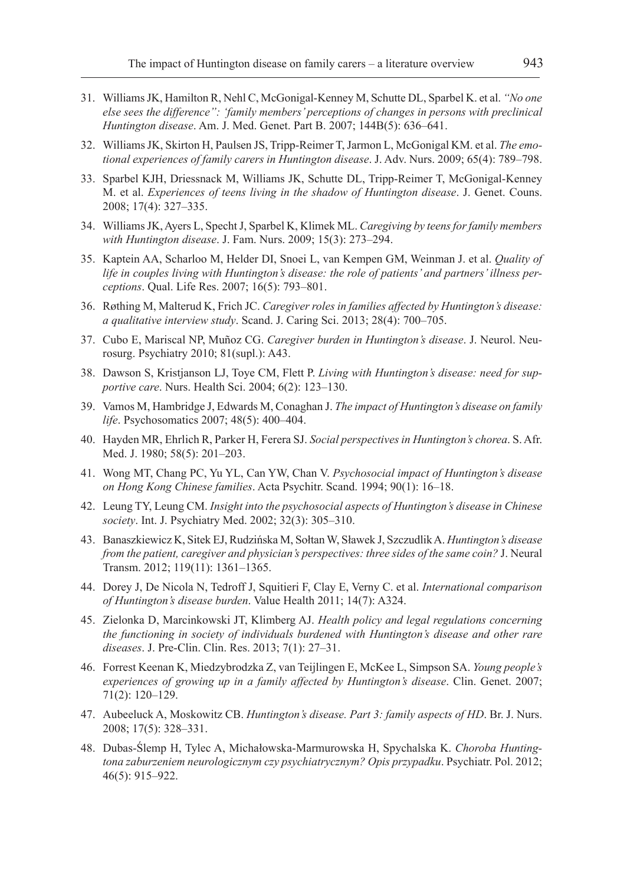31. Williams JK, Hamilton R, Nehl C, McGonigal-Kenney M, Schutte DL, Sparbel K. et al. *"No one else sees the difference": 'family members' perceptions of changes in persons with preclinical Huntington disease*. Am. J. Med. Genet. Part B. 2007; 144B(5): 636–641.

32. Williams JK, Skirton H, Paulsen JS, Tripp-Reimer T, Jarmon L, McGonigal KM. et al. *The emotional experiences of family carers in Huntington disease*. J. Adv. Nurs. 2009; 65(4): 789–798.

33. Sparbel KJH, Driessnack M, Williams JK, Schutte DL, Tripp-Reimer T, McGonigal-Kenney M. et al. *Experiences of teens living in the shadow of Huntington disease*. J. Genet. Couns. 2008; 17(4): 327–335.

34. Williams JK, Ayers L, Specht J, Sparbel K, Klimek ML. *Caregiving by teens for family members with Huntington disease*. J. Fam. Nurs. 2009; 15(3): 273–294.

35. Kaptein AA, Scharloo M, Helder DI, Snoei L, van Kempen GM, Weinman J. et al. *Quality of life in couples living with Huntington's disease: the role of patients' and partners' illness perceptions*. Qual. Life Res. 2007; 16(5): 793–801.

36. Røthing M, Malterud K, Frich JC. *Caregiver roles in families affected by Huntington's disease: a qualitative interview study*. Scand. J. Caring Sci. 2013; 28(4): 700–705.

37. Cubo E, Mariscal NP, Muñoz CG. *Caregiver burden in Huntington's disease*. J. Neurol. Neurosurg. Psychiatry 2010; 81(supl.): A43.

38. Dawson S, Kristjanson LJ, Toye CM, Flett P. *Living with Huntington's disease: need for supportive care*. Nurs. Health Sci. 2004; 6(2): 123–130.

39. Vamos M, Hambridge J, Edwards M, Conaghan J. *The impact of Huntington's disease on family life*. Psychosomatics 2007; 48(5): 400–404.

40. Hayden MR, Ehrlich R, Parker H, Ferera SJ. *Social perspectives in Huntington's chorea*. S. Afr. Med. J. 1980; 58(5): 201–203.

41. Wong MT, Chang PC, Yu YL, Can YW, Chan V. *Psychosocial impact of Huntington's disease on Hong Kong Chinese families*. Acta Psychitr. Scand. 1994; 90(1): 16–18.

42. Leung TY, Leung CM. *Insight into the psychosocial aspects of Huntington's disease in Chinese society*. Int. J. Psychiatry Med. 2002; 32(3): 305–310.

43. Banaszkiewicz K, Sitek EJ, Rudzińska M, Sołtan W, Sławek J, Szczudlik A. *Huntington's disease from the patient, caregiver and physician's perspectives: three sides of the same coin?* J. Neural Transm. 2012; 119(11): 1361–1365.

44. Dorey J, De Nicola N, Tedroff J, Squitieri F, Clay E, Verny C. et al. *International comparison of Huntington's disease burden*. Value Health 2011; 14(7): A324.

45. Zielonka D, Marcinkowski JT, Klimberg AJ. *Health policy and legal regulations concerning the functioning in society of individuals burdened with Huntington's disease and other rare diseases*. J. Pre-Clin. Clin. Res. 2013; 7(1): 27–31.

46. Forrest Keenan K, Miedzybrodzka Z, van Teijlingen E, McKee L, Simpson SA. *Young people's experiences of growing up in a family affected by Huntington's disease*. Clin. Genet. 2007; 71(2): 120–129.

47. Aubeeluck A, Moskowitz CB. *Huntington's disease. Part 3: family aspects of HD*. Br. J. Nurs. 2008; 17(5): 328–331.

48. Dubas-Ślemp H, Tylec A, Michałowska-Marmurowska H, Spychalska K. *Choroba Huntingtona zaburzeniem neurologicznym czy psychiatrycznym? Opis przypadku*. Psychiatr. Pol. 2012; 46(5): 915–922.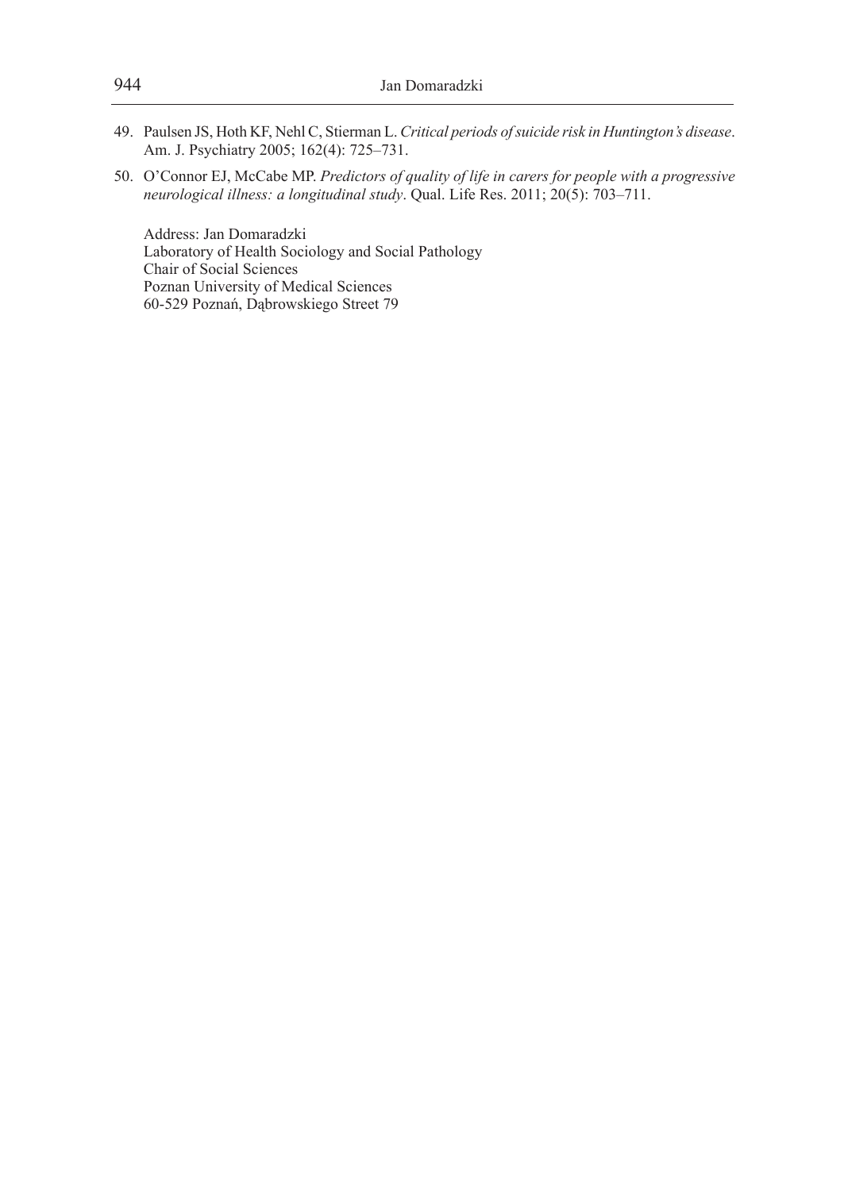49. Paulsen JS, Hoth KF, Nehl C, Stierman L. *Critical periods of suicide risk in Huntington's disease*. Am. J. Psychiatry 2005; 162(4): 725–731.

50. O'Connor EJ, McCabe MP. *Predictors of quality of life in carers for people with a progressive neurological illness: a longitudinal study*. Qual. Life Res. 2011; 20(5): 703–711.

Address: Jan Domaradzki
Laboratory of Health Sociology and Social Pathology
Chair of Social Sciences
Poznan University of Medical Sciences
60-529 Poznań, Dąbrowskiego Street 79